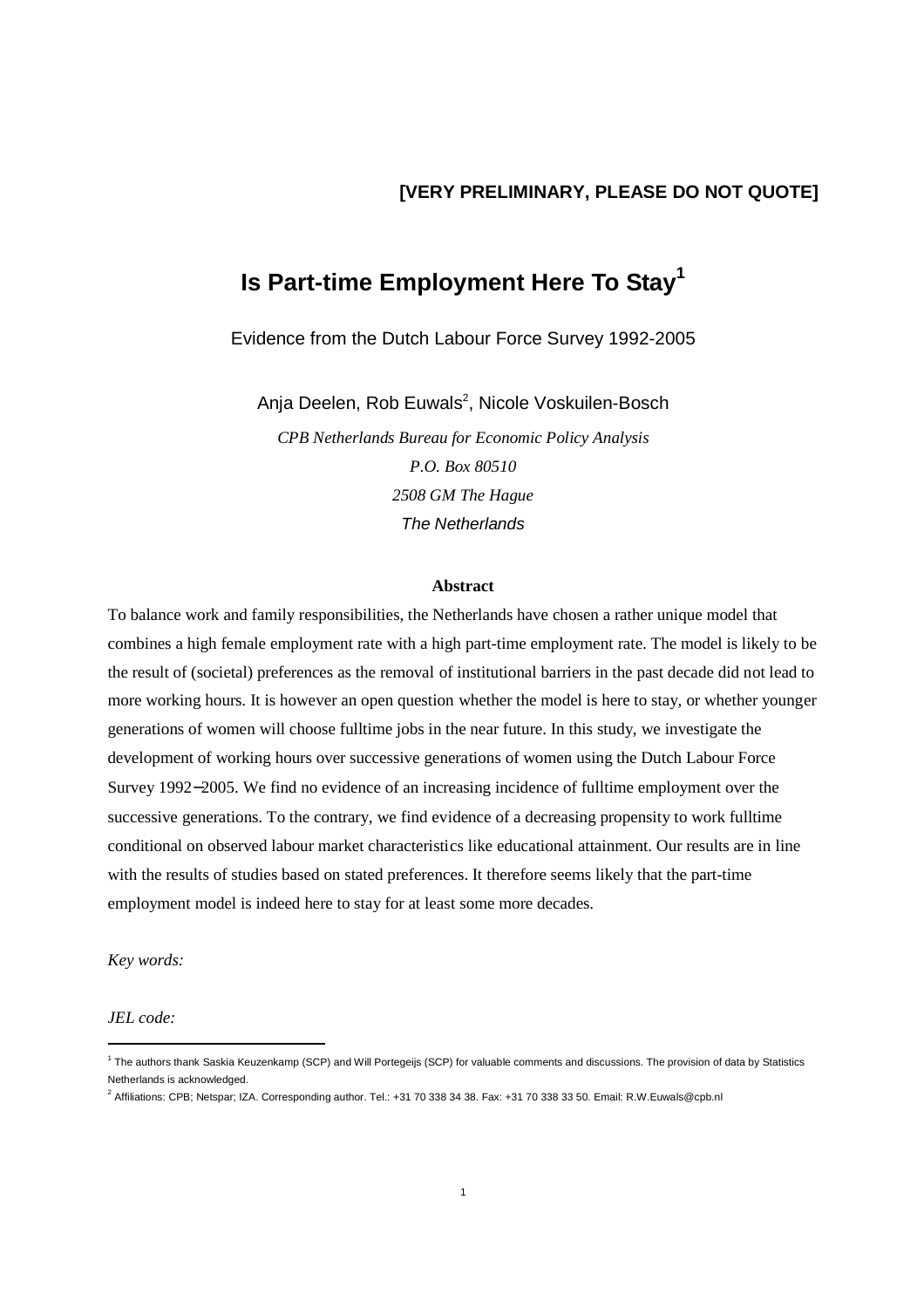**[VERY PRELIMINARY, PLEASE DO NOT QUOTE]**

# Is Part-time Employment Here To Stay[1]

Evidence from the Dutch Labour Force Survey 1992-2005

Anja Deelen, Rob Euwals[2], Nicole Voskuilen-Bosch

*CPB Netherlands Bureau for Economic Policy Analysis*
*P.O. Box 80510*
*2508 GM The Hague*
*The Netherlands*

**Abstract**

To balance work and family responsibilities, the Netherlands have chosen a rather unique model that combines a high female employment rate with a high part-time employment rate. The model is likely to be the result of (societal) preferences as the removal of institutional barriers in the past decade did not lead to more working hours. It is however an open question whether the model is here to stay, or whether younger generations of women will choose fulltime jobs in the near future. In this study, we investigate the development of working hours over successive generations of women using the Dutch Labour Force Survey 1992−2005. We find no evidence of an increasing incidence of fulltime employment over the successive generations. To the contrary, we find evidence of a decreasing propensity to work fulltime conditional on observed labour market characteristics like educational attainment. Our results are in line with the results of studies based on stated preferences. It therefore seems likely that the part-time employment model is indeed here to stay for at least some more decades.

*Key words:*

*JEL code:*

---

[1] The authors thank Saskia Keuzenkamp (SCP) and Will Portegeijs (SCP) for valuable comments and discussions. The provision of data by Statistics Netherlands is acknowledged.

[2] Affiliations: CPB; Netspar; IZA. Corresponding author. Tel.: +31 70 338 34 38. Fax: +31 70 338 33 50. Email: R.W.Euwals@cpb.nl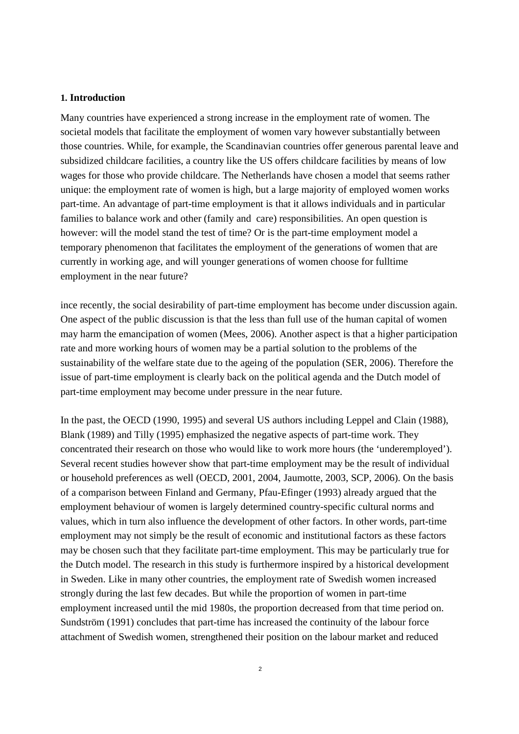## 1. Introduction

Many countries have experienced a strong increase in the employment rate of women. The societal models that facilitate the employment of women vary however substantially between those countries. While, for example, the Scandinavian countries offer generous parental leave and subsidized childcare facilities, a country like the US offers childcare facilities by means of low wages for those who provide childcare. The Netherlands have chosen a model that seems rather unique: the employment rate of women is high, but a large majority of employed women works part-time. An advantage of part-time employment is that it allows individuals and in particular families to balance work and other (family and care) responsibilities. An open question is however: will the model stand the test of time? Or is the part-time employment model a temporary phenomenon that facilitates the employment of the generations of women that are currently in working age, and will younger generations of women choose for fulltime employment in the near future?

ince recently, the social desirability of part-time employment has become under discussion again. One aspect of the public discussion is that the less than full use of the human capital of women may harm the emancipation of women (Mees, 2006). Another aspect is that a higher participation rate and more working hours of women may be a partial solution to the problems of the sustainability of the welfare state due to the ageing of the population (SER, 2006). Therefore the issue of part-time employment is clearly back on the political agenda and the Dutch model of part-time employment may become under pressure in the near future.

In the past, the OECD (1990, 1995) and several US authors including Leppel and Clain (1988), Blank (1989) and Tilly (1995) emphasized the negative aspects of part-time work. They concentrated their research on those who would like to work more hours (the 'underemployed'). Several recent studies however show that part-time employment may be the result of individual or household preferences as well (OECD, 2001, 2004, Jaumotte, 2003, SCP, 2006). On the basis of a comparison between Finland and Germany, Pfau-Efinger (1993) already argued that the employment behaviour of women is largely determined country-specific cultural norms and values, which in turn also influence the development of other factors. In other words, part-time employment may not simply be the result of economic and institutional factors as these factors may be chosen such that they facilitate part-time employment. This may be particularly true for the Dutch model. The research in this study is furthermore inspired by a historical development in Sweden. Like in many other countries, the employment rate of Swedish women increased strongly during the last few decades. But while the proportion of women in part-time employment increased until the mid 1980s, the proportion decreased from that time period on. Sundström (1991) concludes that part-time has increased the continuity of the labour force attachment of Swedish women, strengthened their position on the labour market and reduced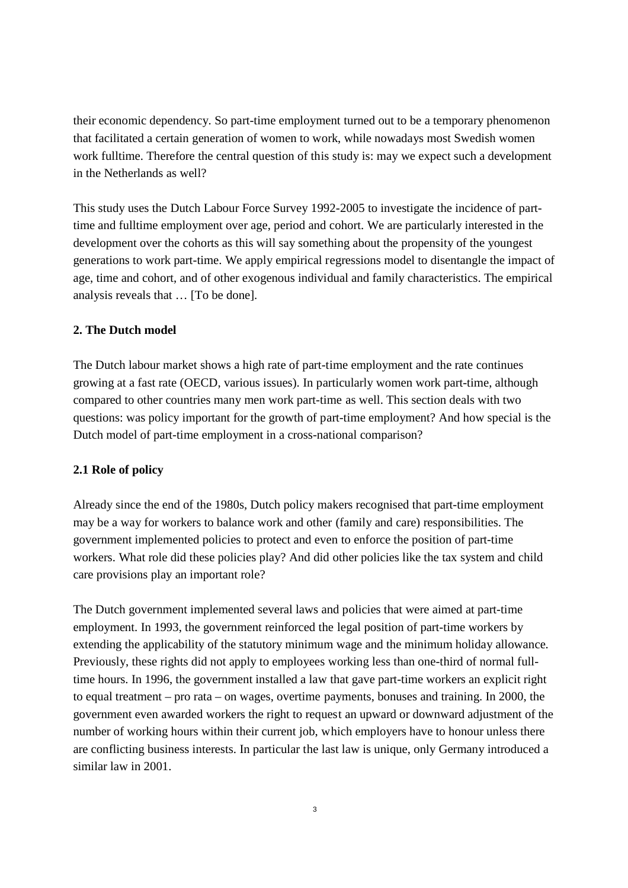their economic dependency. So part-time employment turned out to be a temporary phenomenon that facilitated a certain generation of women to work, while nowadays most Swedish women work fulltime. Therefore the central question of this study is: may we expect such a development in the Netherlands as well?

This study uses the Dutch Labour Force Survey 1992-2005 to investigate the incidence of part-time and fulltime employment over age, period and cohort. We are particularly interested in the development over the cohorts as this will say something about the propensity of the youngest generations to work part-time. We apply empirical regressions model to disentangle the impact of age, time and cohort, and of other exogenous individual and family characteristics. The empirical analysis reveals that … [To be done].

## 2. The Dutch model

The Dutch labour market shows a high rate of part-time employment and the rate continues growing at a fast rate (OECD, various issues). In particularly women work part-time, although compared to other countries many men work part-time as well. This section deals with two questions: was policy important for the growth of part-time employment? And how special is the Dutch model of part-time employment in a cross-national comparison?

### 2.1 Role of policy

Already since the end of the 1980s, Dutch policy makers recognised that part-time employment may be a way for workers to balance work and other (family and care) responsibilities. The government implemented policies to protect and even to enforce the position of part-time workers. What role did these policies play? And did other policies like the tax system and child care provisions play an important role?

The Dutch government implemented several laws and policies that were aimed at part-time employment. In 1993, the government reinforced the legal position of part-time workers by extending the applicability of the statutory minimum wage and the minimum holiday allowance. Previously, these rights did not apply to employees working less than one-third of normal full-time hours. In 1996, the government installed a law that gave part-time workers an explicit right to equal treatment – pro rata – on wages, overtime payments, bonuses and training. In 2000, the government even awarded workers the right to request an upward or downward adjustment of the number of working hours within their current job, which employers have to honour unless there are conflicting business interests. In particular the last law is unique, only Germany introduced a similar law in 2001.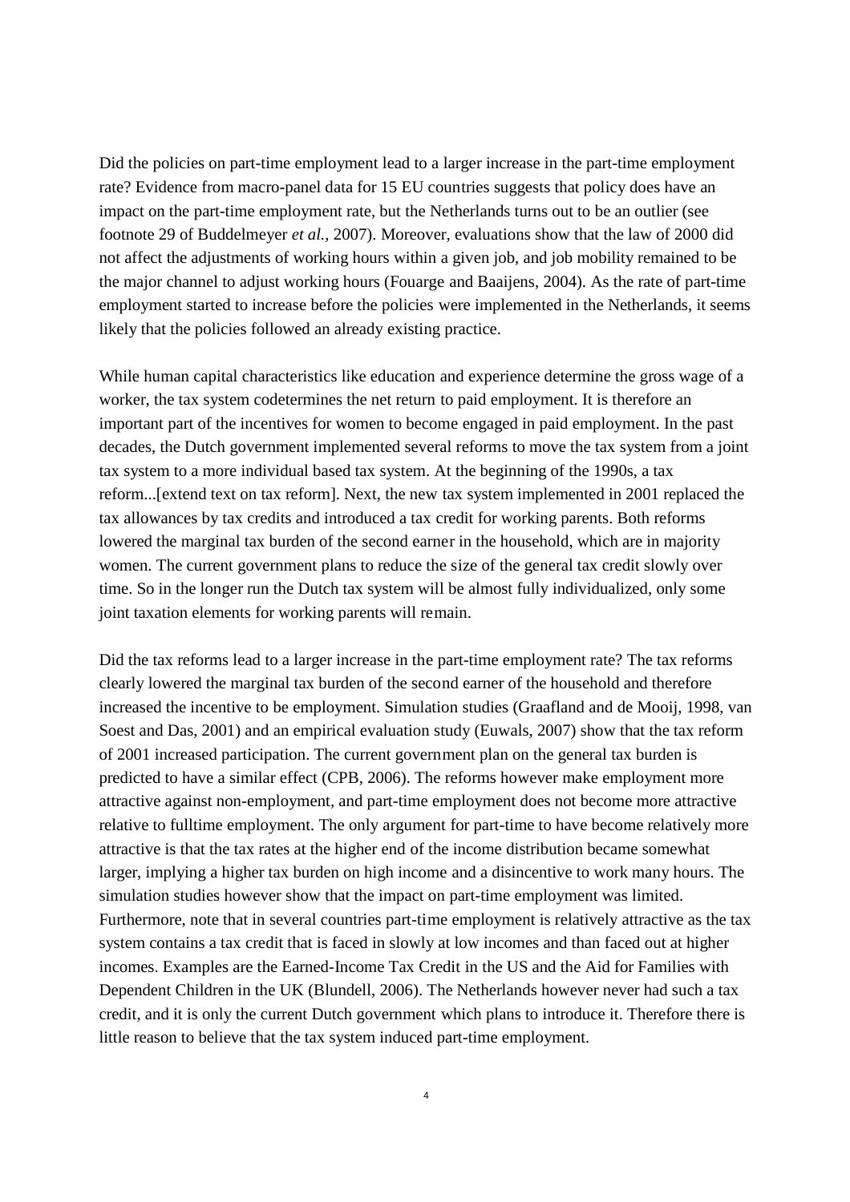Did the policies on part-time employment lead to a larger increase in the part-time employment rate? Evidence from macro-panel data for 15 EU countries suggests that policy does have an impact on the part-time employment rate, but the Netherlands turns out to be an outlier (see footnote 29 of Buddelmeyer *et al.*, 2007). Moreover, evaluations show that the law of 2000 did not affect the adjustments of working hours within a given job, and job mobility remained to be the major channel to adjust working hours (Fouarge and Baaijens, 2004). As the rate of part-time employment started to increase before the policies were implemented in the Netherlands, it seems likely that the policies followed an already existing practice.

While human capital characteristics like education and experience determine the gross wage of a worker, the tax system codetermines the net return to paid employment. It is therefore an important part of the incentives for women to become engaged in paid employment. In the past decades, the Dutch government implemented several reforms to move the tax system from a joint tax system to a more individual based tax system. At the beginning of the 1990s, a tax reform...[extend text on tax reform]. Next, the new tax system implemented in 2001 replaced the tax allowances by tax credits and introduced a tax credit for working parents. Both reforms lowered the marginal tax burden of the second earner in the household, which are in majority women. The current government plans to reduce the size of the general tax credit slowly over time. So in the longer run the Dutch tax system will be almost fully individualized, only some joint taxation elements for working parents will remain.

Did the tax reforms lead to a larger increase in the part-time employment rate? The tax reforms clearly lowered the marginal tax burden of the second earner of the household and therefore increased the incentive to be employment. Simulation studies (Graafland and de Mooij, 1998, van Soest and Das, 2001) and an empirical evaluation study (Euwals, 2007) show that the tax reform of 2001 increased participation. The current government plan on the general tax burden is predicted to have a similar effect (CPB, 2006). The reforms however make employment more attractive against non-employment, and part-time employment does not become more attractive relative to fulltime employment. The only argument for part-time to have become relatively more attractive is that the tax rates at the higher end of the income distribution became somewhat larger, implying a higher tax burden on high income and a disincentive to work many hours. The simulation studies however show that the impact on part-time employment was limited. Furthermore, note that in several countries part-time employment is relatively attractive as the tax system contains a tax credit that is faced in slowly at low incomes and than faced out at higher incomes. Examples are the Earned-Income Tax Credit in the US and the Aid for Families with Dependent Children in the UK (Blundell, 2006). The Netherlands however never had such a tax credit, and it is only the current Dutch government which plans to introduce it. Therefore there is little reason to believe that the tax system induced part-time employment.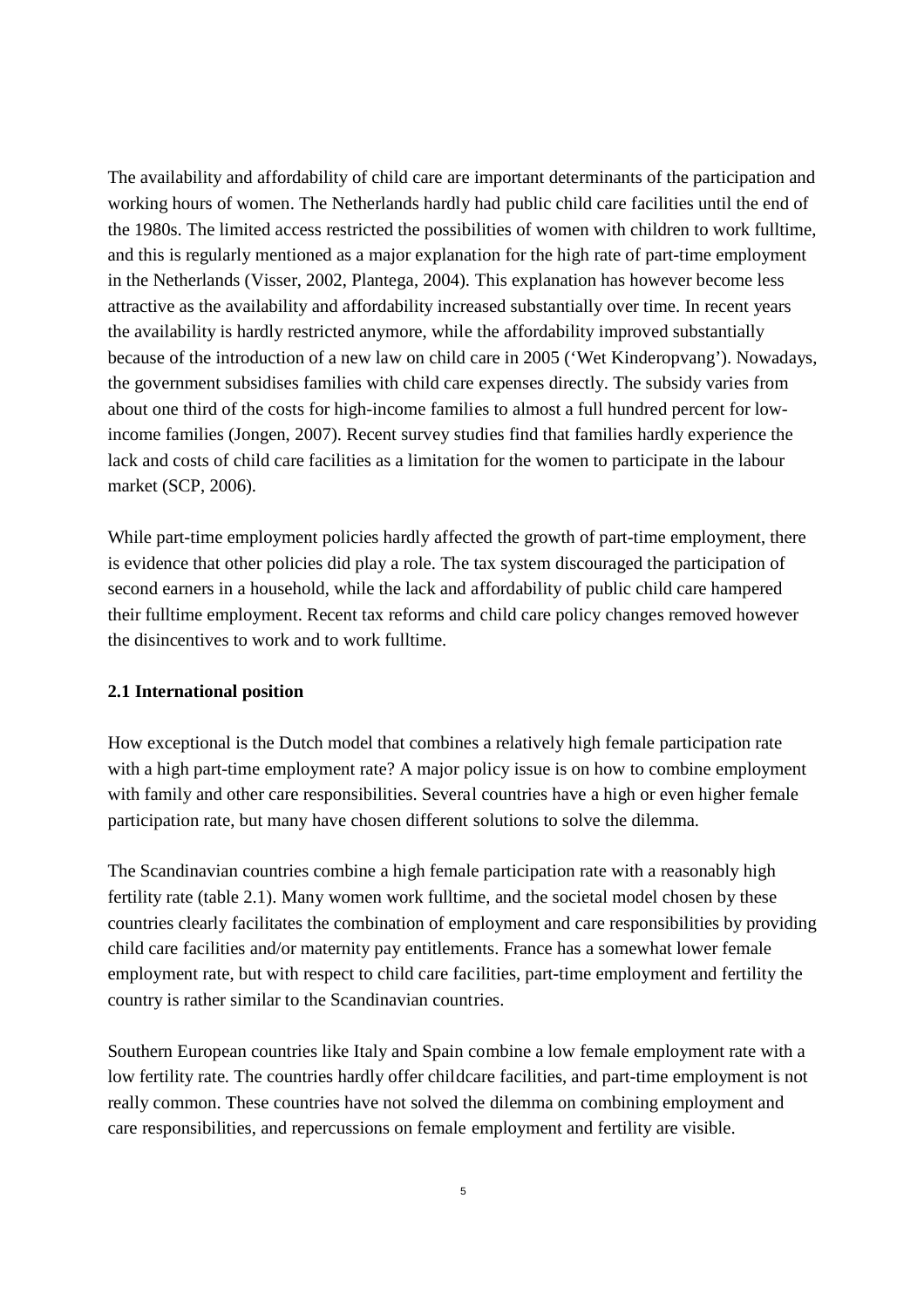The availability and affordability of child care are important determinants of the participation and working hours of women. The Netherlands hardly had public child care facilities until the end of the 1980s. The limited access restricted the possibilities of women with children to work fulltime, and this is regularly mentioned as a major explanation for the high rate of part-time employment in the Netherlands (Visser, 2002, Plantega, 2004). This explanation has however become less attractive as the availability and affordability increased substantially over time. In recent years the availability is hardly restricted anymore, while the affordability improved substantially because of the introduction of a new law on child care in 2005 ('Wet Kinderopvang'). Nowadays, the government subsidises families with child care expenses directly. The subsidy varies from about one third of the costs for high-income families to almost a full hundred percent for low-income families (Jongen, 2007). Recent survey studies find that families hardly experience the lack and costs of child care facilities as a limitation for the women to participate in the labour market (SCP, 2006).

While part-time employment policies hardly affected the growth of part-time employment, there is evidence that other policies did play a role. The tax system discouraged the participation of second earners in a household, while the lack and affordability of public child care hampered their fulltime employment. Recent tax reforms and child care policy changes removed however the disincentives to work and to work fulltime.

**2.1 International position**

How exceptional is the Dutch model that combines a relatively high female participation rate with a high part-time employment rate? A major policy issue is on how to combine employment with family and other care responsibilities. Several countries have a high or even higher female participation rate, but many have chosen different solutions to solve the dilemma.

The Scandinavian countries combine a high female participation rate with a reasonably high fertility rate (table 2.1). Many women work fulltime, and the societal model chosen by these countries clearly facilitates the combination of employment and care responsibilities by providing child care facilities and/or maternity pay entitlements. France has a somewhat lower female employment rate, but with respect to child care facilities, part-time employment and fertility the country is rather similar to the Scandinavian countries.

Southern European countries like Italy and Spain combine a low female employment rate with a low fertility rate. The countries hardly offer childcare facilities, and part-time employment is not really common. These countries have not solved the dilemma on combining employment and care responsibilities, and repercussions on female employment and fertility are visible.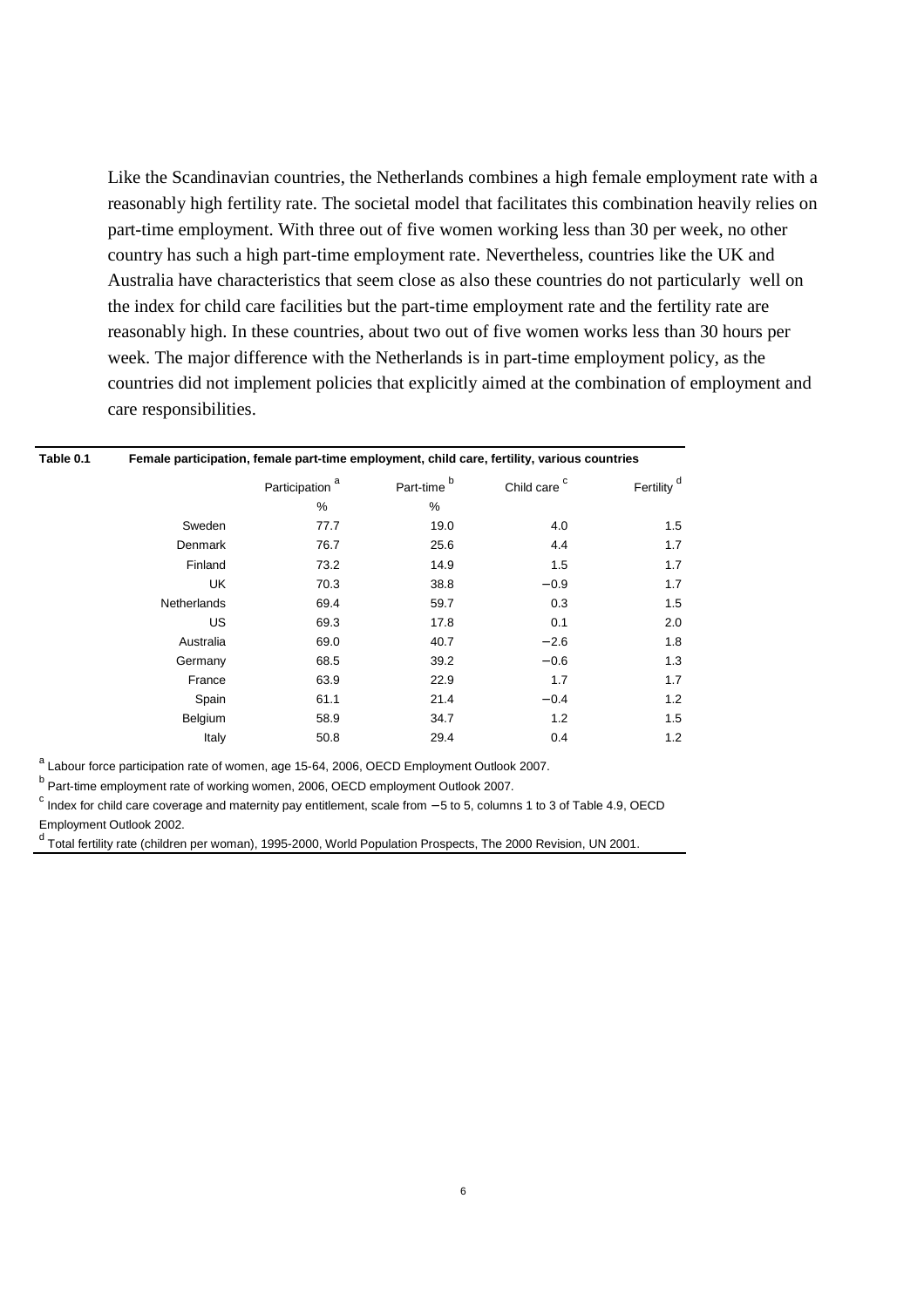Like the Scandinavian countries, the Netherlands combines a high female employment rate with a reasonably high fertility rate. The societal model that facilitates this combination heavily relies on part-time employment. With three out of five women working less than 30 per week, no other country has such a high part-time employment rate. Nevertheless, countries like the UK and Australia have characteristics that seem close as also these countries do not particularly well on the index for child care facilities but the part-time employment rate and the fertility rate are reasonably high. In these countries, about two out of five women works less than 30 hours per week. The major difference with the Netherlands is in part-time employment policy, as the countries did not implement policies that explicitly aimed at the combination of employment and care responsibilities.

**Table 0.1 Female participation, female part-time employment, child care, fertility, various countries**

| | Participation [a] | Part-time [b] | Child care [c] | Fertility [d] |
|---|---|---|---|---|
| | % | % | | |
| Sweden | 77.7 | 19.0 | 4.0 | 1.5 |
| Denmark | 76.7 | 25.6 | 4.4 | 1.7 |
| Finland | 73.2 | 14.9 | 1.5 | 1.7 |
| UK | 70.3 | 38.8 | −0.9 | 1.7 |
| Netherlands | 69.4 | 59.7 | 0.3 | 1.5 |
| US | 69.3 | 17.8 | 0.1 | 2.0 |
| Australia | 69.0 | 40.7 | −2.6 | 1.8 |
| Germany | 68.5 | 39.2 | −0.6 | 1.3 |
| France | 63.9 | 22.9 | 1.7 | 1.7 |
| Spain | 61.1 | 21.4 | −0.4 | 1.2 |
| Belgium | 58.9 | 34.7 | 1.2 | 1.5 |
| Italy | 50.8 | 29.4 | 0.4 | 1.2 |

[a] Labour force participation rate of women, age 15-64, 2006, OECD Employment Outlook 2007.

[b] Part-time employment rate of working women, 2006, OECD employment Outlook 2007.

[c] Index for child care coverage and maternity pay entitlement, scale from −5 to 5, columns 1 to 3 of Table 4.9, OECD Employment Outlook 2002.

[d] Total fertility rate (children per woman), 1995-2000, World Population Prospects, The 2000 Revision, UN 2001.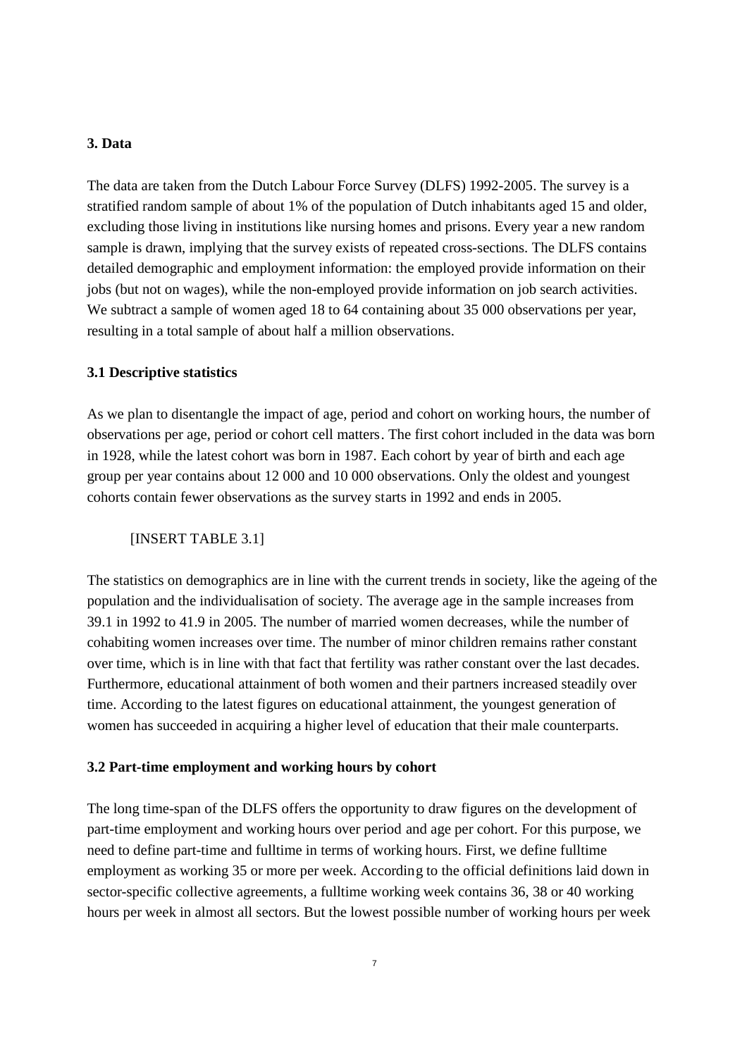## 3. Data

The data are taken from the Dutch Labour Force Survey (DLFS) 1992-2005. The survey is a stratified random sample of about 1% of the population of Dutch inhabitants aged 15 and older, excluding those living in institutions like nursing homes and prisons. Every year a new random sample is drawn, implying that the survey exists of repeated cross-sections. The DLFS contains detailed demographic and employment information: the employed provide information on their jobs (but not on wages), while the non-employed provide information on job search activities. We subtract a sample of women aged 18 to 64 containing about 35 000 observations per year, resulting in a total sample of about half a million observations.

### 3.1 Descriptive statistics

As we plan to disentangle the impact of age, period and cohort on working hours, the number of observations per age, period or cohort cell matters. The first cohort included in the data was born in 1928, while the latest cohort was born in 1987. Each cohort by year of birth and each age group per year contains about 12 000 and 10 000 observations. Only the oldest and youngest cohorts contain fewer observations as the survey starts in 1992 and ends in 2005.

[INSERT TABLE 3.1]

The statistics on demographics are in line with the current trends in society, like the ageing of the population and the individualisation of society. The average age in the sample increases from 39.1 in 1992 to 41.9 in 2005. The number of married women decreases, while the number of cohabiting women increases over time. The number of minor children remains rather constant over time, which is in line with that fact that fertility was rather constant over the last decades. Furthermore, educational attainment of both women and their partners increased steadily over time. According to the latest figures on educational attainment, the youngest generation of women has succeeded in acquiring a higher level of education that their male counterparts.

### 3.2 Part-time employment and working hours by cohort

The long time-span of the DLFS offers the opportunity to draw figures on the development of part-time employment and working hours over period and age per cohort. For this purpose, we need to define part-time and fulltime in terms of working hours. First, we define fulltime employment as working 35 or more per week. According to the official definitions laid down in sector-specific collective agreements, a fulltime working week contains 36, 38 or 40 working hours per week in almost all sectors. But the lowest possible number of working hours per week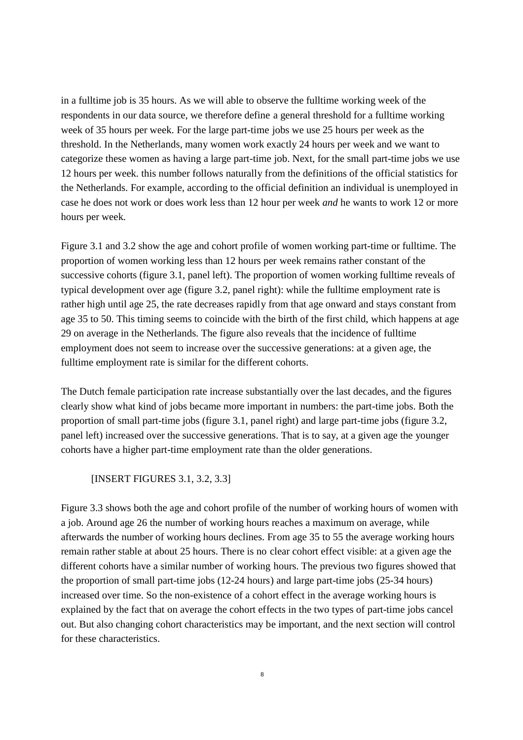in a fulltime job is 35 hours. As we will able to observe the fulltime working week of the respondents in our data source, we therefore define a general threshold for a fulltime working week of 35 hours per week. For the large part-time jobs we use 25 hours per week as the threshold. In the Netherlands, many women work exactly 24 hours per week and we want to categorize these women as having a large part-time job. Next, for the small part-time jobs we use 12 hours per week. this number follows naturally from the definitions of the official statistics for the Netherlands. For example, according to the official definition an individual is unemployed in case he does not work or does work less than 12 hour per week *and* he wants to work 12 or more hours per week.

Figure 3.1 and 3.2 show the age and cohort profile of women working part-time or fulltime. The proportion of women working less than 12 hours per week remains rather constant of the successive cohorts (figure 3.1, panel left). The proportion of women working fulltime reveals of typical development over age (figure 3.2, panel right): while the fulltime employment rate is rather high until age 25, the rate decreases rapidly from that age onward and stays constant from age 35 to 50. This timing seems to coincide with the birth of the first child, which happens at age 29 on average in the Netherlands. The figure also reveals that the incidence of fulltime employment does not seem to increase over the successive generations: at a given age, the fulltime employment rate is similar for the different cohorts.

The Dutch female participation rate increase substantially over the last decades, and the figures clearly show what kind of jobs became more important in numbers: the part-time jobs. Both the proportion of small part-time jobs (figure 3.1, panel right) and large part-time jobs (figure 3.2, panel left) increased over the successive generations. That is to say, at a given age the younger cohorts have a higher part-time employment rate than the older generations.

[INSERT FIGURES 3.1, 3.2, 3.3]

Figure 3.3 shows both the age and cohort profile of the number of working hours of women with a job. Around age 26 the number of working hours reaches a maximum on average, while afterwards the number of working hours declines. From age 35 to 55 the average working hours remain rather stable at about 25 hours. There is no clear cohort effect visible: at a given age the different cohorts have a similar number of working hours. The previous two figures showed that the proportion of small part-time jobs (12-24 hours) and large part-time jobs (25-34 hours) increased over time. So the non-existence of a cohort effect in the average working hours is explained by the fact that on average the cohort effects in the two types of part-time jobs cancel out. But also changing cohort characteristics may be important, and the next section will control for these characteristics.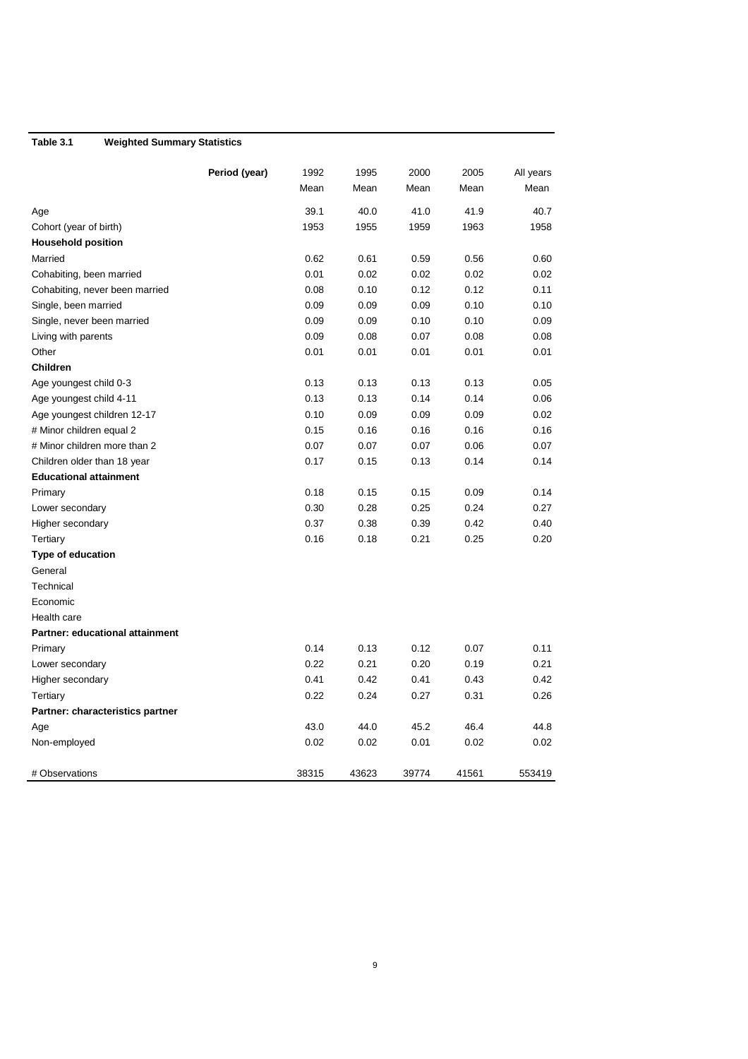**Table 3.1 Weighted Summary Statistics**

| Period (year) | 1992 | 1995 | 2000 | 2005 | All years |
|---|---|---|---|---|---|
| | Mean | Mean | Mean | Mean | Mean |
| Age | 39.1 | 40.0 | 41.0 | 41.9 | 40.7 |
| Cohort (year of birth) | 1953 | 1955 | 1959 | 1963 | 1958 |
| **Household position** | | | | | |
| Married | 0.62 | 0.61 | 0.59 | 0.56 | 0.60 |
| Cohabiting, been married | 0.01 | 0.02 | 0.02 | 0.02 | 0.02 |
| Cohabiting, never been married | 0.08 | 0.10 | 0.12 | 0.12 | 0.11 |
| Single, been married | 0.09 | 0.09 | 0.09 | 0.10 | 0.10 |
| Single, never been married | 0.09 | 0.09 | 0.10 | 0.10 | 0.09 |
| Living with parents | 0.09 | 0.08 | 0.07 | 0.08 | 0.08 |
| Other | 0.01 | 0.01 | 0.01 | 0.01 | 0.01 |
| **Children** | | | | | |
| Age youngest child 0-3 | 0.13 | 0.13 | 0.13 | 0.13 | 0.05 |
| Age youngest child 4-11 | 0.13 | 0.13 | 0.14 | 0.14 | 0.06 |
| Age youngest children 12-17 | 0.10 | 0.09 | 0.09 | 0.09 | 0.02 |
| # Minor children equal 2 | 0.15 | 0.16 | 0.16 | 0.16 | 0.16 |
| # Minor children more than 2 | 0.07 | 0.07 | 0.07 | 0.06 | 0.07 |
| Children older than 18 year | 0.17 | 0.15 | 0.13 | 0.14 | 0.14 |
| **Educational attainment** | | | | | |
| Primary | 0.18 | 0.15 | 0.15 | 0.09 | 0.14 |
| Lower secondary | 0.30 | 0.28 | 0.25 | 0.24 | 0.27 |
| Higher secondary | 0.37 | 0.38 | 0.39 | 0.42 | 0.40 |
| Tertiary | 0.16 | 0.18 | 0.21 | 0.25 | 0.20 |
| **Type of education** | | | | | |
| General | | | | | |
| Technical | | | | | |
| Economic | | | | | |
| Health care | | | | | |
| **Partner: educational attainment** | | | | | |
| Primary | 0.14 | 0.13 | 0.12 | 0.07 | 0.11 |
| Lower secondary | 0.22 | 0.21 | 0.20 | 0.19 | 0.21 |
| Higher secondary | 0.41 | 0.42 | 0.41 | 0.43 | 0.42 |
| Tertiary | 0.22 | 0.24 | 0.27 | 0.31 | 0.26 |
| **Partner: characteristics partner** | | | | | |
| Age | 43.0 | 44.0 | 45.2 | 46.4 | 44.8 |
| Non-employed | 0.02 | 0.02 | 0.01 | 0.02 | 0.02 |
| # Observations | 38315 | 43623 | 39774 | 41561 | 553419 |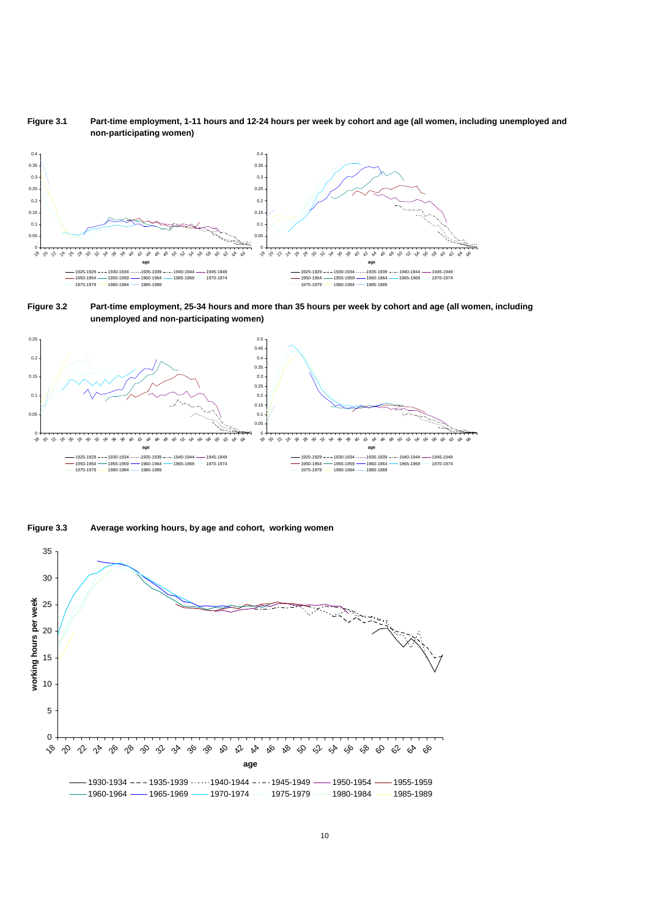**Figure 3.1 Part-time employment, 1-11 hours and 12-24 hours per week by cohort and age (all women, including unemployed and non-participating women)**

**Figure 3.2 Part-time employment, 25-34 hours and more than 35 hours per week by cohort and age (all women, including unemployed and non-participating women)**

**Figure 3.3 Average working hours, by age and cohort, working women**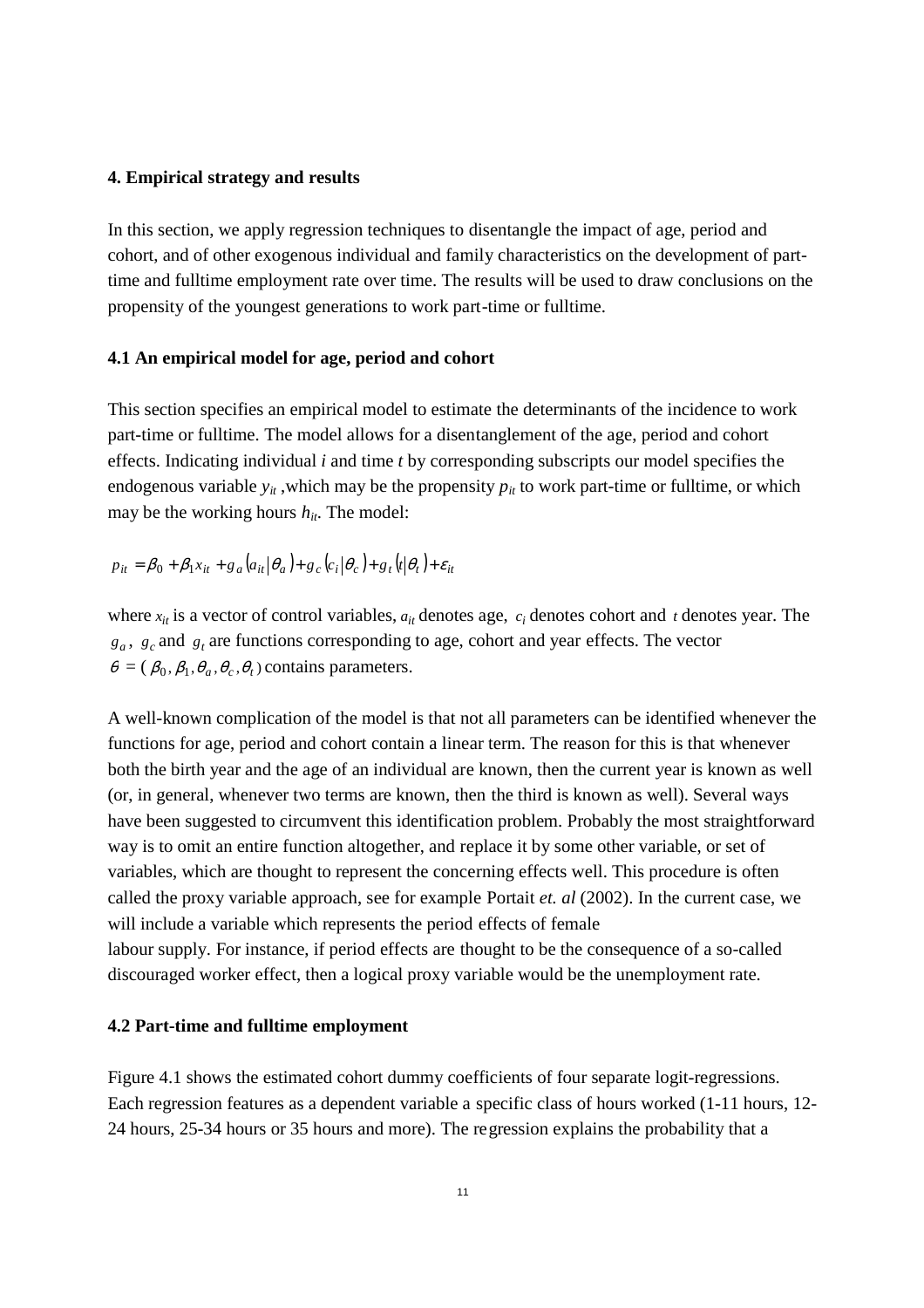### 4. Empirical strategy and results

In this section, we apply regression techniques to disentangle the impact of age, period and cohort, and of other exogenous individual and family characteristics on the development of part-time and fulltime employment rate over time. The results will be used to draw conclusions on the propensity of the youngest generations to work part-time or fulltime.

### 4.1 An empirical model for age, period and cohort

This section specifies an empirical model to estimate the determinants of the incidence to work part-time or fulltime. The model allows for a disentanglement of the age, period and cohort effects. Indicating individual *i* and time *t* by corresponding subscripts our model specifies the endogenous variable $y_{it}$ ,which may be the propensity $p_{it}$ to work part-time or fulltime, or which may be the working hours $h_{it}$. The model:

$$p_{it} = \beta_0 + \beta_1 x_{it} + g_a\left(a_{it}|\theta_a\right) + g_c\left(c_i|\theta_c\right) + g_t\left(t|\theta_t\right) + \varepsilon_{it}$$

where $x_{it}$ is a vector of control variables, $a_{it}$ denotes age, $c_i$ denotes cohort and $t$ denotes year. The $g_a$, $g_c$ and $g_t$ are functions corresponding to age, cohort and year effects. The vector $\theta = (\beta_0, \beta_1, \theta_a, \theta_c, \theta_t)$ contains parameters.

A well-known complication of the model is that not all parameters can be identified whenever the functions for age, period and cohort contain a linear term. The reason for this is that whenever both the birth year and the age of an individual are known, then the current year is known as well (or, in general, whenever two terms are known, then the third is known as well). Several ways have been suggested to circumvent this identification problem. Probably the most straightforward way is to omit an entire function altogether, and replace it by some other variable, or set of variables, which are thought to represent the concerning effects well. This procedure is often called the proxy variable approach, see for example Portait *et. al* (2002). In the current case, we will include a variable which represents the period effects of female labour supply. For instance, if period effects are thought to be the consequence of a so-called discouraged worker effect, then a logical proxy variable would be the unemployment rate.

### 4.2 Part-time and fulltime employment

Figure 4.1 shows the estimated cohort dummy coefficients of four separate logit-regressions. Each regression features as a dependent variable a specific class of hours worked (1-11 hours, 12-24 hours, 25-34 hours or 35 hours and more). The regression explains the probability that a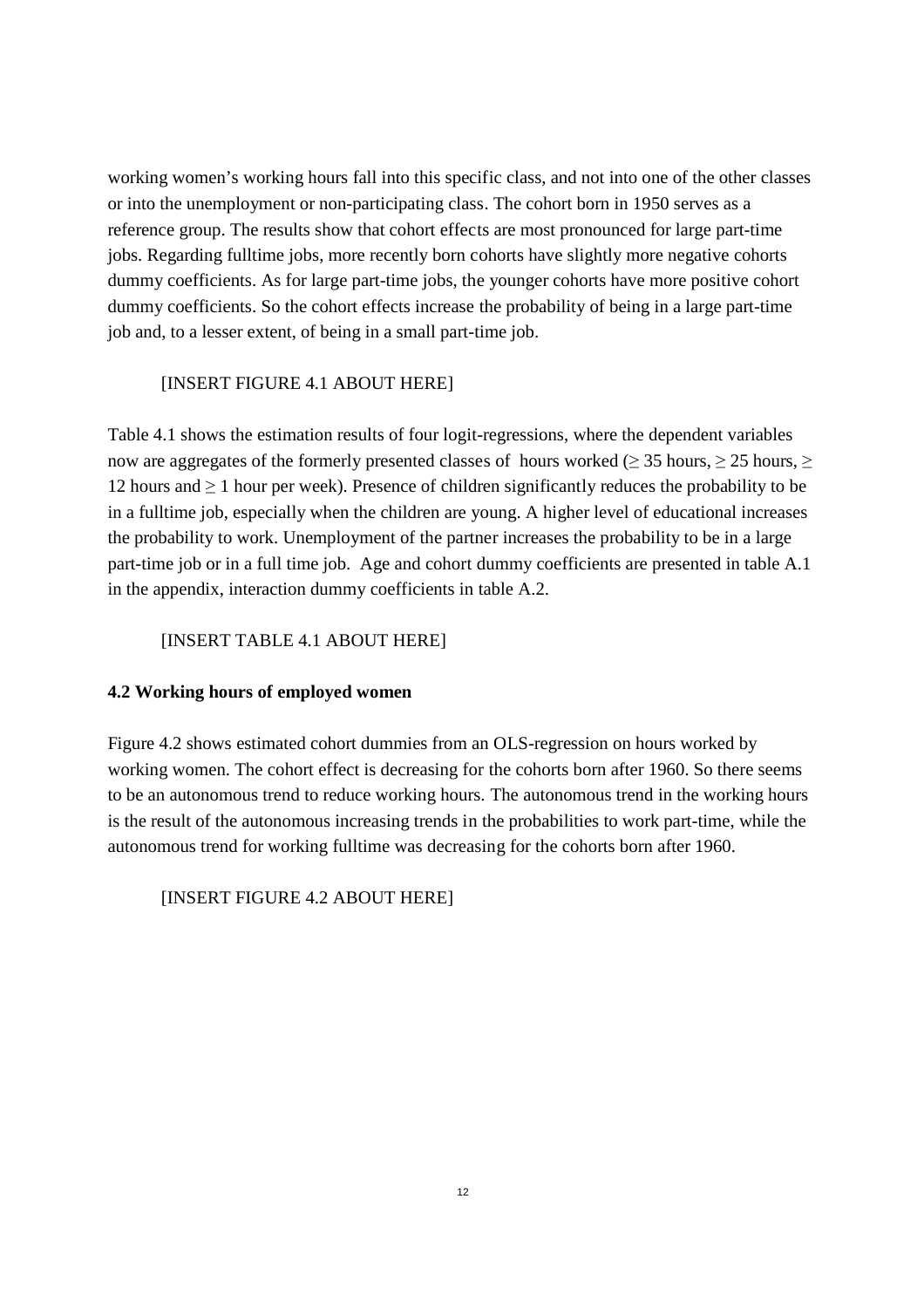working women's working hours fall into this specific class, and not into one of the other classes or into the unemployment or non-participating class. The cohort born in 1950 serves as a reference group. The results show that cohort effects are most pronounced for large part-time jobs. Regarding fulltime jobs, more recently born cohorts have slightly more negative cohorts dummy coefficients. As for large part-time jobs, the younger cohorts have more positive cohort dummy coefficients. So the cohort effects increase the probability of being in a large part-time job and, to a lesser extent, of being in a small part-time job.

[INSERT FIGURE 4.1 ABOUT HERE]

Table 4.1 shows the estimation results of four logit-regressions, where the dependent variables now are aggregates of the formerly presented classes of hours worked ($\geq$ 35 hours, $\geq$ 25 hours, $\geq$ 12 hours and $\geq$ 1 hour per week). Presence of children significantly reduces the probability to be in a fulltime job, especially when the children are young. A higher level of educational increases the probability to work. Unemployment of the partner increases the probability to be in a large part-time job or in a full time job. Age and cohort dummy coefficients are presented in table A.1 in the appendix, interaction dummy coefficients in table A.2.

[INSERT TABLE 4.1 ABOUT HERE]

### 4.2 Working hours of employed women

Figure 4.2 shows estimated cohort dummies from an OLS-regression on hours worked by working women. The cohort effect is decreasing for the cohorts born after 1960. So there seems to be an autonomous trend to reduce working hours. The autonomous trend in the working hours is the result of the autonomous increasing trends in the probabilities to work part-time, while the autonomous trend for working fulltime was decreasing for the cohorts born after 1960.

[INSERT FIGURE 4.2 ABOUT HERE]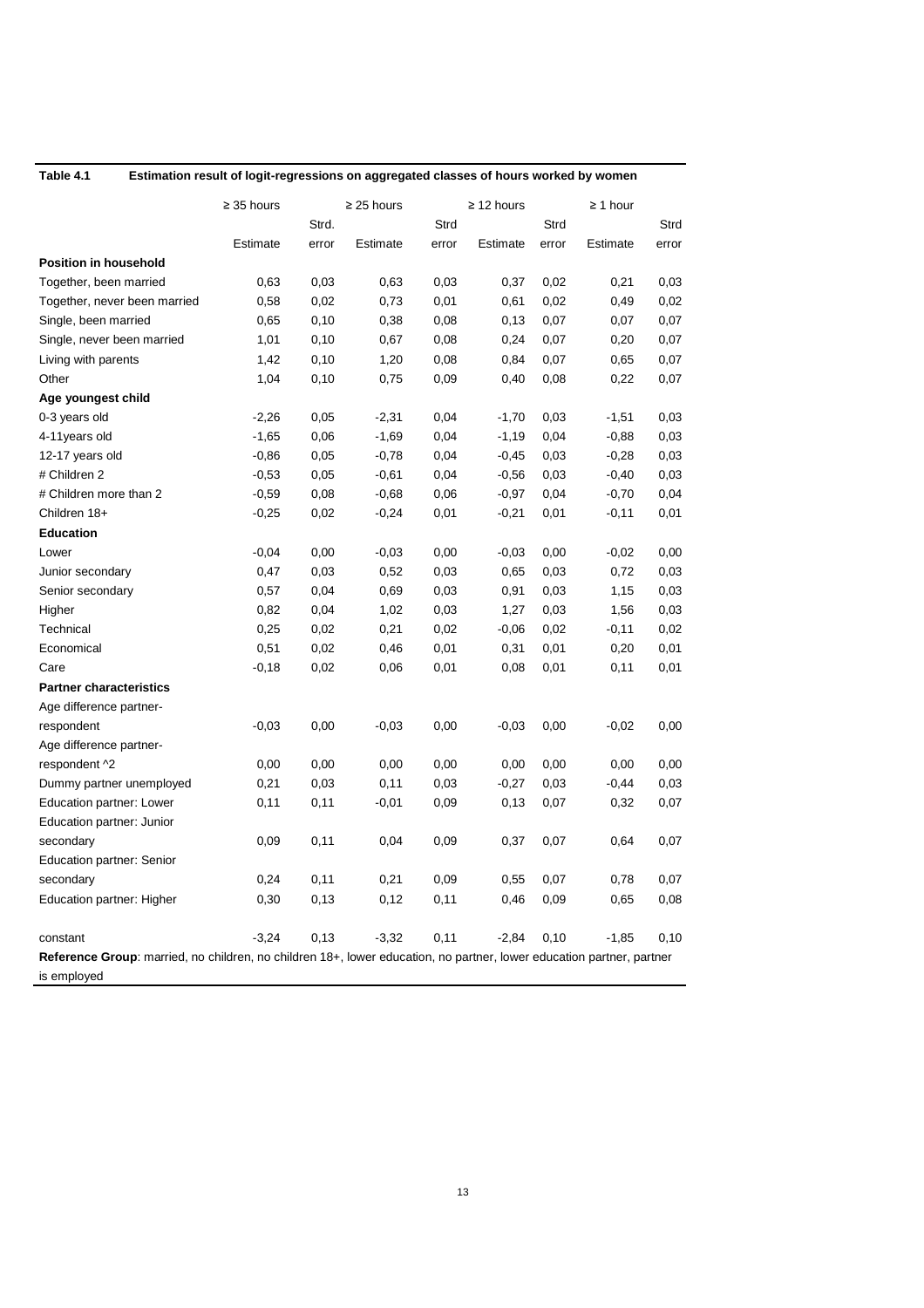**Table 4.1 Estimation result of logit-regressions on aggregated classes of hours worked by women**

| | ≥ 35 hours | | ≥ 25 hours | | ≥ 12 hours | | ≥ 1 hour | |
|---|---|---|---|---|---|---|---|---|
| | Estimate | Strd. error | Estimate | Strd error | Estimate | Strd error | Estimate | Strd error |
| **Position in household** | | | | | | | | |
| Together, been married | 0,63 | 0,03 | 0,63 | 0,03 | 0,37 | 0,02 | 0,21 | 0,03 |
| Together, never been married | 0,58 | 0,02 | 0,73 | 0,01 | 0,61 | 0,02 | 0,49 | 0,02 |
| Single, been married | 0,65 | 0,10 | 0,38 | 0,08 | 0,13 | 0,07 | 0,07 | 0,07 |
| Single, never been married | 1,01 | 0,10 | 0,67 | 0,08 | 0,24 | 0,07 | 0,20 | 0,07 |
| Living with parents | 1,42 | 0,10 | 1,20 | 0,08 | 0,84 | 0,07 | 0,65 | 0,07 |
| Other | 1,04 | 0,10 | 0,75 | 0,09 | 0,40 | 0,08 | 0,22 | 0,07 |
| **Age youngest child** | | | | | | | | |
| 0-3 years old | -2,26 | 0,05 | -2,31 | 0,04 | -1,70 | 0,03 | -1,51 | 0,03 |
| 4-11years old | -1,65 | 0,06 | -1,69 | 0,04 | -1,19 | 0,04 | -0,88 | 0,03 |
| 12-17 years old | -0,86 | 0,05 | -0,78 | 0,04 | -0,45 | 0,03 | -0,28 | 0,03 |
| # Children 2 | -0,53 | 0,05 | -0,61 | 0,04 | -0,56 | 0,03 | -0,40 | 0,03 |
| # Children more than 2 | -0,59 | 0,08 | -0,68 | 0,06 | -0,97 | 0,04 | -0,70 | 0,04 |
| Children 18+ | -0,25 | 0,02 | -0,24 | 0,01 | -0,21 | 0,01 | -0,11 | 0,01 |
| **Education** | | | | | | | | |
| Lower | -0,04 | 0,00 | -0,03 | 0,00 | -0,03 | 0,00 | -0,02 | 0,00 |
| Junior secondary | 0,47 | 0,03 | 0,52 | 0,03 | 0,65 | 0,03 | 0,72 | 0,03 |
| Senior secondary | 0,57 | 0,04 | 0,69 | 0,03 | 0,91 | 0,03 | 1,15 | 0,03 |
| Higher | 0,82 | 0,04 | 1,02 | 0,03 | 1,27 | 0,03 | 1,56 | 0,03 |
| Technical | 0,25 | 0,02 | 0,21 | 0,02 | -0,06 | 0,02 | -0,11 | 0,02 |
| Economical | 0,51 | 0,02 | 0,46 | 0,01 | 0,31 | 0,01 | 0,20 | 0,01 |
| Care | -0,18 | 0,02 | 0,06 | 0,01 | 0,08 | 0,01 | 0,11 | 0,01 |
| **Partner characteristics** | | | | | | | | |
| Age difference partner-respondent | -0,03 | 0,00 | -0,03 | 0,00 | -0,03 | 0,00 | -0,02 | 0,00 |
| Age difference partner-respondent ^2 | 0,00 | 0,00 | 0,00 | 0,00 | 0,00 | 0,00 | 0,00 | 0,00 |
| Dummy partner unemployed | 0,21 | 0,03 | 0,11 | 0,03 | -0,27 | 0,03 | -0,44 | 0,03 |
| Education partner: Lower | 0,11 | 0,11 | -0,01 | 0,09 | 0,13 | 0,07 | 0,32 | 0,07 |
| Education partner: Junior secondary | 0,09 | 0,11 | 0,04 | 0,09 | 0,37 | 0,07 | 0,64 | 0,07 |
| Education partner: Senior secondary | 0,24 | 0,11 | 0,21 | 0,09 | 0,55 | 0,07 | 0,78 | 0,07 |
| Education partner: Higher | 0,30 | 0,13 | 0,12 | 0,11 | 0,46 | 0,09 | 0,65 | 0,08 |
| constant | -3,24 | 0,13 | -3,32 | 0,11 | -2,84 | 0,10 | -1,85 | 0,10 |

**Reference Group**: married, no children, no children 18+, lower education, no partner, lower education partner, partner is employed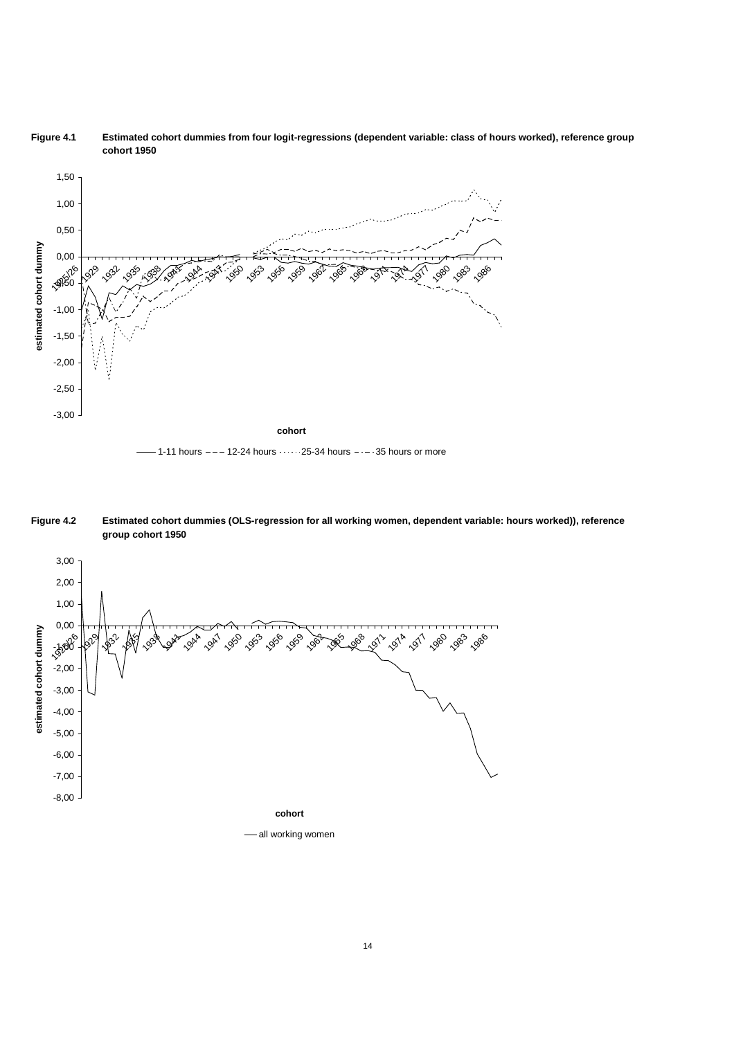**Figure 4.1** Estimated cohort dummies from four logit-regressions (dependent variable: class of hours worked), reference group cohort 1950

1,50
1,00
0,50
0,00
-0,50
-1,00
-1,50
-2,00
-2,50
-3,00

estimated cohort dummy

1925/26 1929 1932 1935 1938 1941 1944 1947 1950 1953 1956 1959 1962 1965 1968 1971 1974 1977 1980 1983 1986

cohort

1-11 hours   12-24 hours   25-34 hours   35 hours or more

**Figure 4.2** Estimated cohort dummies (OLS-regression for all working women, dependent variable: hours worked)), reference group cohort 1950

3,00
2,00
1,00
0,00
-1,00
-2,00
-3,00
-4,00
-5,00
-6,00
-7,00
-8,00

estimated cohort dummy

1925/26 1929 1932 1935 1938 1941 1944 1947 1950 1953 1956 1959 1962 1965 1968 1971 1974 1977 1980 1983 1986

cohort

all working women